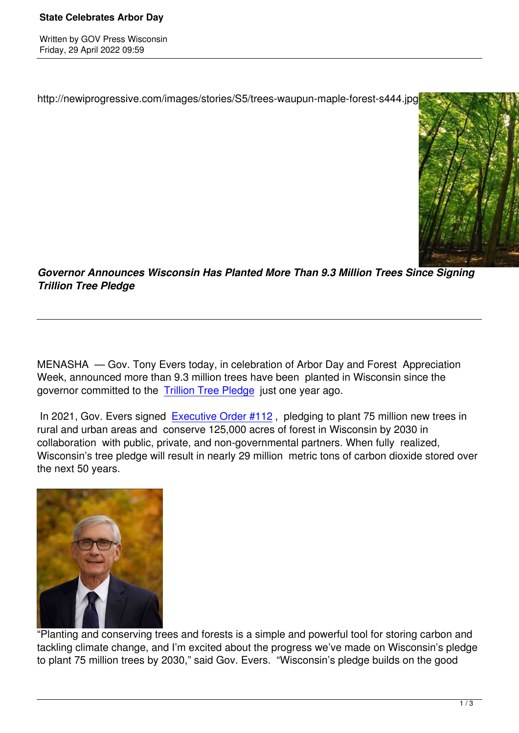# State Celebrates Arbor Day

Written by GOV Press Wisconsin
Friday, 29 April 2022 09:59

http://newiprogressive.com/images/stories/S5/trees-waupun-maple-forest-s444.jpg

***Governor Announces Wisconsin Has Planted More Than 9.3 Million Trees Since Signing Trillion Tree Pledge***

---

MENASHA — Gov. Tony Evers today, in celebration of Arbor Day and Forest Appreciation Week, announced more than 9.3 million trees have been planted in Wisconsin since the governor committed to the Trillion Tree Pledge just one year ago.

In 2021, Gov. Evers signed Executive Order #112, pledging to plant 75 million new trees in rural and urban areas and conserve 125,000 acres of forest in Wisconsin by 2030 in collaboration with public, private, and non-governmental partners. When fully realized, Wisconsin's tree pledge will result in nearly 29 million metric tons of carbon dioxide stored over the next 50 years.

"Planting and conserving trees and forests is a simple and powerful tool for storing carbon and tackling climate change, and I'm excited about the progress we've made on Wisconsin's pledge to plant 75 million trees by 2030," said Gov. Evers. "Wisconsin's pledge builds on the good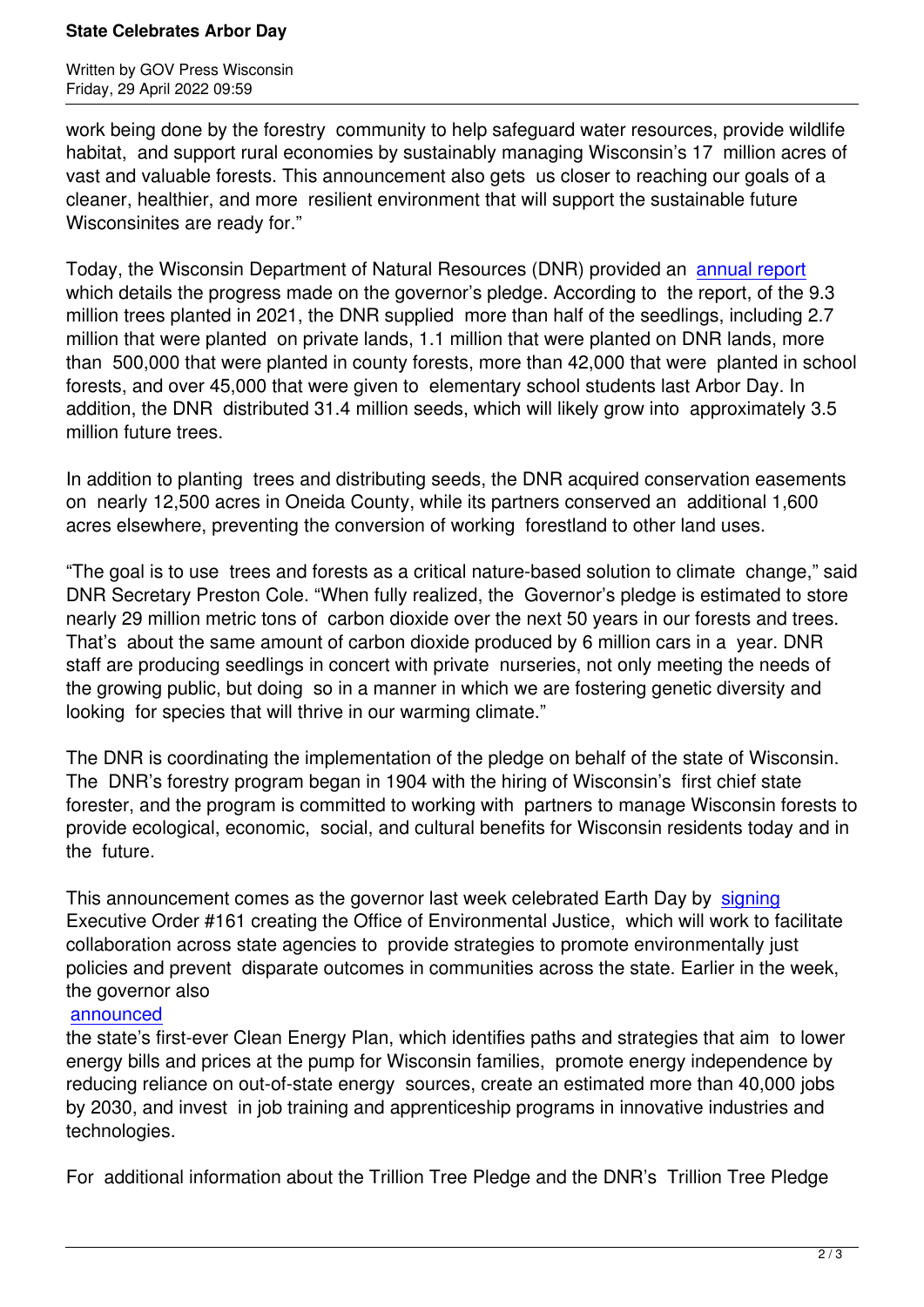work being done by the forestry community to help safeguard water resources, provide wildlife habitat, and support rural economies by sustainably managing Wisconsin's 17 million acres of vast and valuable forests. This announcement also gets us closer to reaching our goals of a cleaner, healthier, and more resilient environment that will support the sustainable future Wisconsinites are ready for."

Today, the Wisconsin Department of Natural Resources (DNR) provided an annual report which details the progress made on the governor's pledge. According to the report, of the 9.3 million trees planted in 2021, the DNR supplied more than half of the seedlings, including 2.7 million that were planted on private lands, 1.1 million that were planted on DNR lands, more than 500,000 that were planted in county forests, more than 42,000 that were planted in school forests, and over 45,000 that were given to elementary school students last Arbor Day. In addition, the DNR distributed 31.4 million seeds, which will likely grow into approximately 3.5 million future trees.

In addition to planting trees and distributing seeds, the DNR acquired conservation easements on nearly 12,500 acres in Oneida County, while its partners conserved an additional 1,600 acres elsewhere, preventing the conversion of working forestland to other land uses.

"The goal is to use trees and forests as a critical nature-based solution to climate change," said DNR Secretary Preston Cole. "When fully realized, the Governor's pledge is estimated to store nearly 29 million metric tons of carbon dioxide over the next 50 years in our forests and trees. That's about the same amount of carbon dioxide produced by 6 million cars in a year. DNR staff are producing seedlings in concert with private nurseries, not only meeting the needs of the growing public, but doing so in a manner in which we are fostering genetic diversity and looking for species that will thrive in our warming climate."

The DNR is coordinating the implementation of the pledge on behalf of the state of Wisconsin. The DNR's forestry program began in 1904 with the hiring of Wisconsin's first chief state forester, and the program is committed to working with partners to manage Wisconsin forests to provide ecological, economic, social, and cultural benefits for Wisconsin residents today and in the future.

This announcement comes as the governor last week celebrated Earth Day by signing Executive Order #161 creating the Office of Environmental Justice, which will work to facilitate collaboration across state agencies to provide strategies to promote environmentally just policies and prevent disparate outcomes in communities across the state. Earlier in the week, the governor also announced the state's first-ever Clean Energy Plan, which identifies paths and strategies that aim to lower energy bills and prices at the pump for Wisconsin families, promote energy independence by reducing reliance on out-of-state energy sources, create an estimated more than 40,000 jobs by 2030, and invest in job training and apprenticeship programs in innovative industries and technologies.

For additional information about the Trillion Tree Pledge and the DNR's Trillion Tree Pledge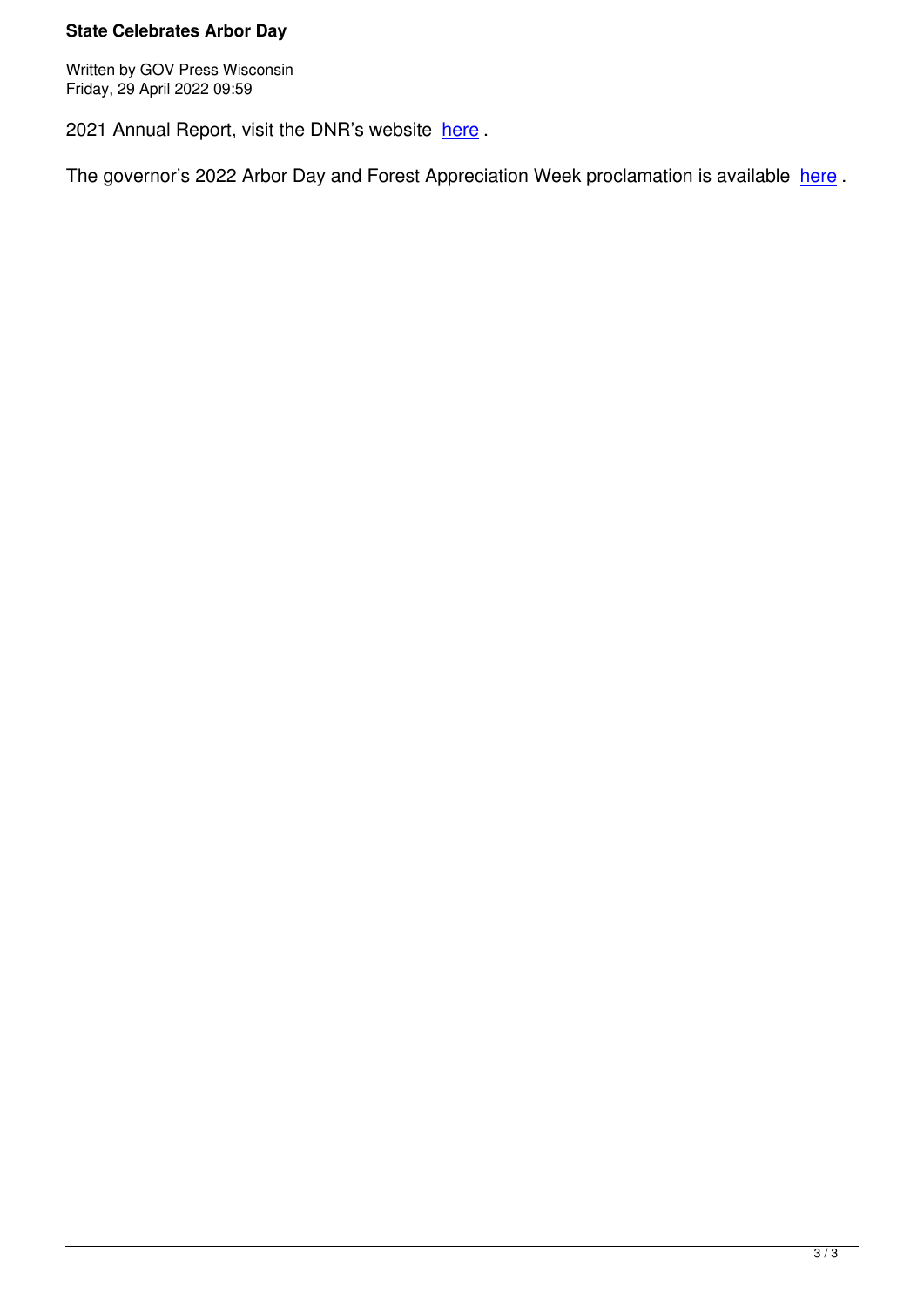2021 Annual Report, visit the DNR's website here .

The governor's 2022 Arbor Day and Forest Appreciation Week proclamation is available here .